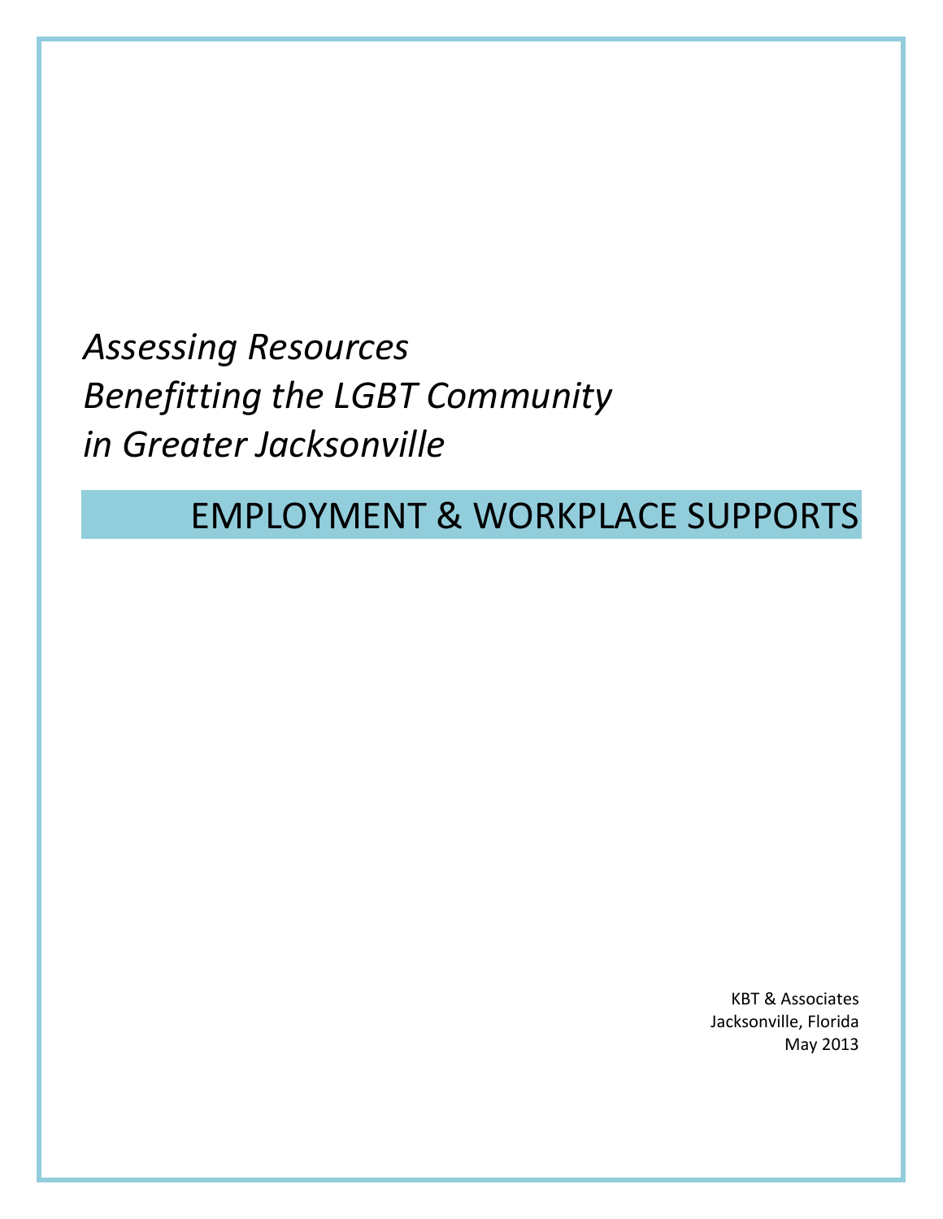*Assessing Resources*
*Benefitting the LGBT Community*
*in Greater Jacksonville*

# EMPLOYMENT & WORKPLACE SUPPORTS

KBT & Associates
Jacksonville, Florida
May 2013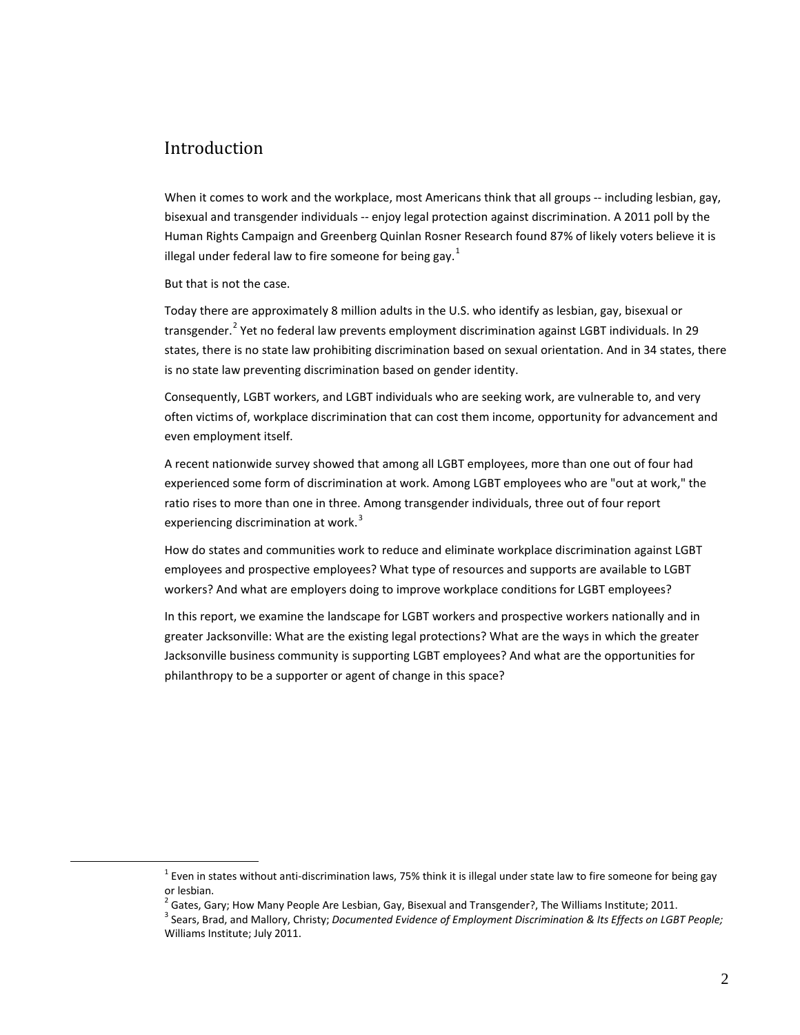## Introduction

When it comes to work and the workplace, most Americans think that all groups -- including lesbian, gay, bisexual and transgender individuals -- enjoy legal protection against discrimination. A 2011 poll by the Human Rights Campaign and Greenberg Quinlan Rosner Research found 87% of likely voters believe it is illegal under federal law to fire someone for being gay.[1]

But that is not the case.

Today there are approximately 8 million adults in the U.S. who identify as lesbian, gay, bisexual or transgender.[2] Yet no federal law prevents employment discrimination against LGBT individuals. In 29 states, there is no state law prohibiting discrimination based on sexual orientation. And in 34 states, there is no state law preventing discrimination based on gender identity.

Consequently, LGBT workers, and LGBT individuals who are seeking work, are vulnerable to, and very often victims of, workplace discrimination that can cost them income, opportunity for advancement and even employment itself.

A recent nationwide survey showed that among all LGBT employees, more than one out of four had experienced some form of discrimination at work. Among LGBT employees who are "out at work," the ratio rises to more than one in three. Among transgender individuals, three out of four report experiencing discrimination at work.[3]

How do states and communities work to reduce and eliminate workplace discrimination against LGBT employees and prospective employees? What type of resources and supports are available to LGBT workers? And what are employers doing to improve workplace conditions for LGBT employees?

In this report, we examine the landscape for LGBT workers and prospective workers nationally and in greater Jacksonville: What are the existing legal protections? What are the ways in which the greater Jacksonville business community is supporting LGBT employees? And what are the opportunities for philanthropy to be a supporter or agent of change in this space?

---

[1] Even in states without anti-discrimination laws, 75% think it is illegal under state law to fire someone for being gay or lesbian.

[2] Gates, Gary; How Many People Are Lesbian, Gay, Bisexual and Transgender?, The Williams Institute; 2011.

[3] Sears, Brad, and Mallory, Christy; *Documented Evidence of Employment Discrimination & Its Effects on LGBT People;* Williams Institute; July 2011.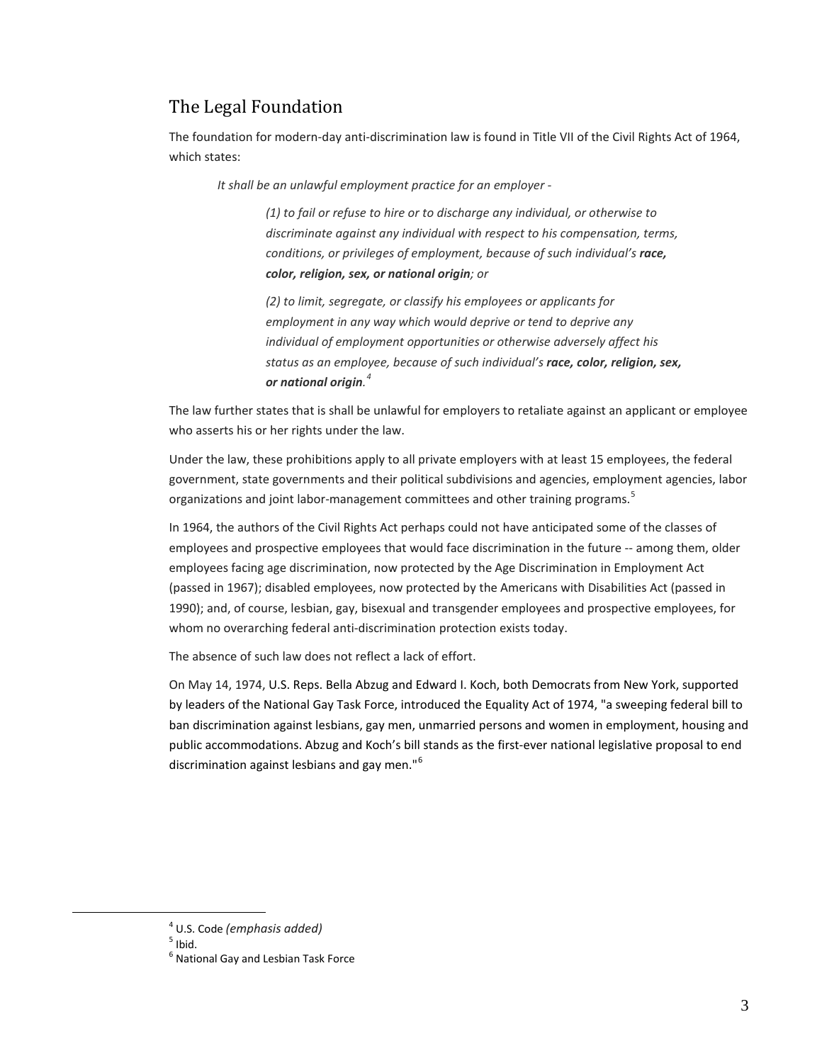## The Legal Foundation

The foundation for modern-day anti-discrimination law is found in Title VII of the Civil Rights Act of 1964, which states:

> *It shall be an unlawful employment practice for an employer -*
>
> > *(1) to fail or refuse to hire or to discharge any individual, or otherwise to discriminate against any individual with respect to his compensation, terms, conditions, or privileges of employment, because of such individual's **race, color, religion, sex, or national origin**; or*
> >
> > *(2) to limit, segregate, or classify his employees or applicants for employment in any way which would deprive or tend to deprive any individual of employment opportunities or otherwise adversely affect his status as an employee, because of such individual's **race, color, religion, sex, or national origin**.*[4]

The law further states that is shall be unlawful for employers to retaliate against an applicant or employee who asserts his or her rights under the law.

Under the law, these prohibitions apply to all private employers with at least 15 employees, the federal government, state governments and their political subdivisions and agencies, employment agencies, labor organizations and joint labor-management committees and other training programs.[5]

In 1964, the authors of the Civil Rights Act perhaps could not have anticipated some of the classes of employees and prospective employees that would face discrimination in the future -- among them, older employees facing age discrimination, now protected by the Age Discrimination in Employment Act (passed in 1967); disabled employees, now protected by the Americans with Disabilities Act (passed in 1990); and, of course, lesbian, gay, bisexual and transgender employees and prospective employees, for whom no overarching federal anti-discrimination protection exists today.

The absence of such law does not reflect a lack of effort.

On May 14, 1974, U.S. Reps. Bella Abzug and Edward I. Koch, both Democrats from New York, supported by leaders of the National Gay Task Force, introduced the Equality Act of 1974, "a sweeping federal bill to ban discrimination against lesbians, gay men, unmarried persons and women in employment, housing and public accommodations. Abzug and Koch's bill stands as the first-ever national legislative proposal to end discrimination against lesbians and gay men."[6]

---

[4] U.S. Code *(emphasis added)*

[5] Ibid.

[6] National Gay and Lesbian Task Force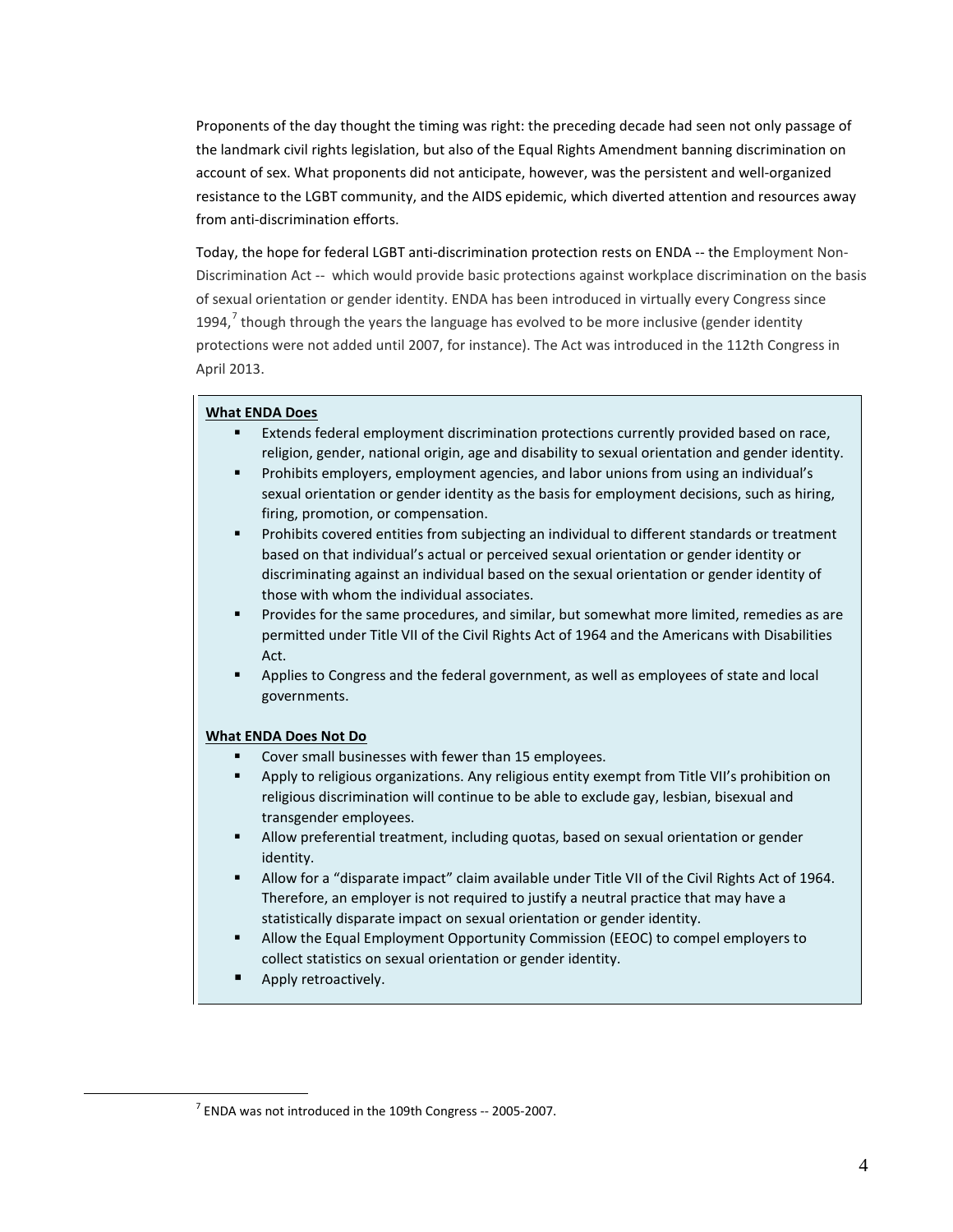Proponents of the day thought the timing was right: the preceding decade had seen not only passage of the landmark civil rights legislation, but also of the Equal Rights Amendment banning discrimination on account of sex. What proponents did not anticipate, however, was the persistent and well-organized resistance to the LGBT community, and the AIDS epidemic, which diverted attention and resources away from anti-discrimination efforts.

Today, the hope for federal LGBT anti-discrimination protection rests on ENDA -- the Employment Non-Discrimination Act -- which would provide basic protections against workplace discrimination on the basis of sexual orientation or gender identity. ENDA has been introduced in virtually every Congress since 1994,[7] though through the years the language has evolved to be more inclusive (gender identity protections were not added until 2007, for instance). The Act was introduced in the 112th Congress in April 2013.

**What ENDA Does**

- Extends federal employment discrimination protections currently provided based on race, religion, gender, national origin, age and disability to sexual orientation and gender identity.
- Prohibits employers, employment agencies, and labor unions from using an individual's sexual orientation or gender identity as the basis for employment decisions, such as hiring, firing, promotion, or compensation.
- Prohibits covered entities from subjecting an individual to different standards or treatment based on that individual's actual or perceived sexual orientation or gender identity or discriminating against an individual based on the sexual orientation or gender identity of those with whom the individual associates.
- Provides for the same procedures, and similar, but somewhat more limited, remedies as are permitted under Title VII of the Civil Rights Act of 1964 and the Americans with Disabilities Act.
- Applies to Congress and the federal government, as well as employees of state and local governments.

**What ENDA Does Not Do**

- Cover small businesses with fewer than 15 employees.
- Apply to religious organizations. Any religious entity exempt from Title VII's prohibition on religious discrimination will continue to be able to exclude gay, lesbian, bisexual and transgender employees.
- Allow preferential treatment, including quotas, based on sexual orientation or gender identity.
- Allow for a "disparate impact" claim available under Title VII of the Civil Rights Act of 1964. Therefore, an employer is not required to justify a neutral practice that may have a statistically disparate impact on sexual orientation or gender identity.
- Allow the Equal Employment Opportunity Commission (EEOC) to compel employers to collect statistics on sexual orientation or gender identity.
- Apply retroactively.

[7] ENDA was not introduced in the 109th Congress -- 2005-2007.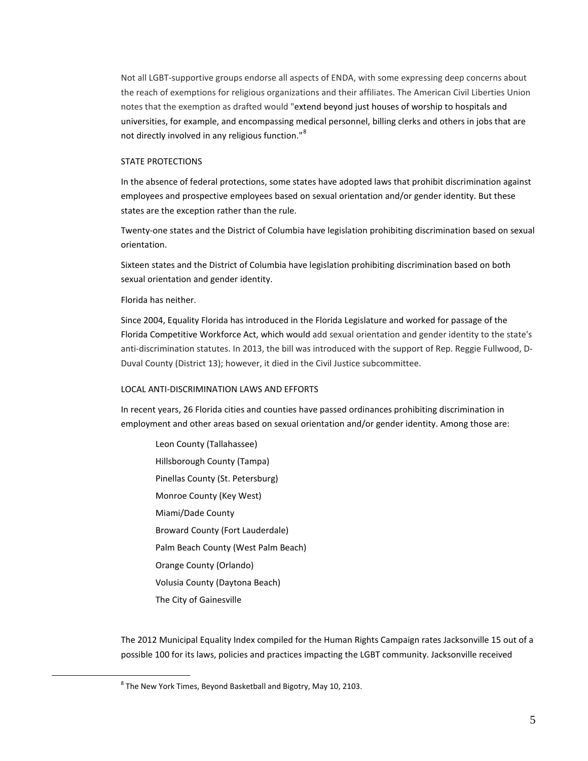Not all LGBT-supportive groups endorse all aspects of ENDA, with some expressing deep concerns about the reach of exemptions for religious organizations and their affiliates. The American Civil Liberties Union notes that the exemption as drafted would "extend beyond just houses of worship to hospitals and universities, for example, and encompassing medical personnel, billing clerks and others in jobs that are not directly involved in any religious function."[8]

## STATE PROTECTIONS

In the absence of federal protections, some states have adopted laws that prohibit discrimination against employees and prospective employees based on sexual orientation and/or gender identity. But these states are the exception rather than the rule.

Twenty-one states and the District of Columbia have legislation prohibiting discrimination based on sexual orientation.

Sixteen states and the District of Columbia have legislation prohibiting discrimination based on both sexual orientation and gender identity.

Florida has neither.

Since 2004, Equality Florida has introduced in the Florida Legislature and worked for passage of the Florida Competitive Workforce Act, which would add sexual orientation and gender identity to the state's anti-discrimination statutes. In 2013, the bill was introduced with the support of Rep. Reggie Fullwood, D-Duval County (District 13); however, it died in the Civil Justice subcommittee.

## LOCAL ANTI-DISCRIMINATION LAWS AND EFFORTS

In recent years, 26 Florida cities and counties have passed ordinances prohibiting discrimination in employment and other areas based on sexual orientation and/or gender identity. Among those are:

- Leon County (Tallahassee)
- Hillsborough County (Tampa)
- Pinellas County (St. Petersburg)
- Monroe County (Key West)
- Miami/Dade County
- Broward County (Fort Lauderdale)
- Palm Beach County (West Palm Beach)
- Orange County (Orlando)
- Volusia County (Daytona Beach)
- The City of Gainesville

The 2012 Municipal Equality Index compiled for the Human Rights Campaign rates Jacksonville 15 out of a possible 100 for its laws, policies and practices impacting the LGBT community. Jacksonville received

[8] The New York Times, Beyond Basketball and Bigotry, May 10, 2103.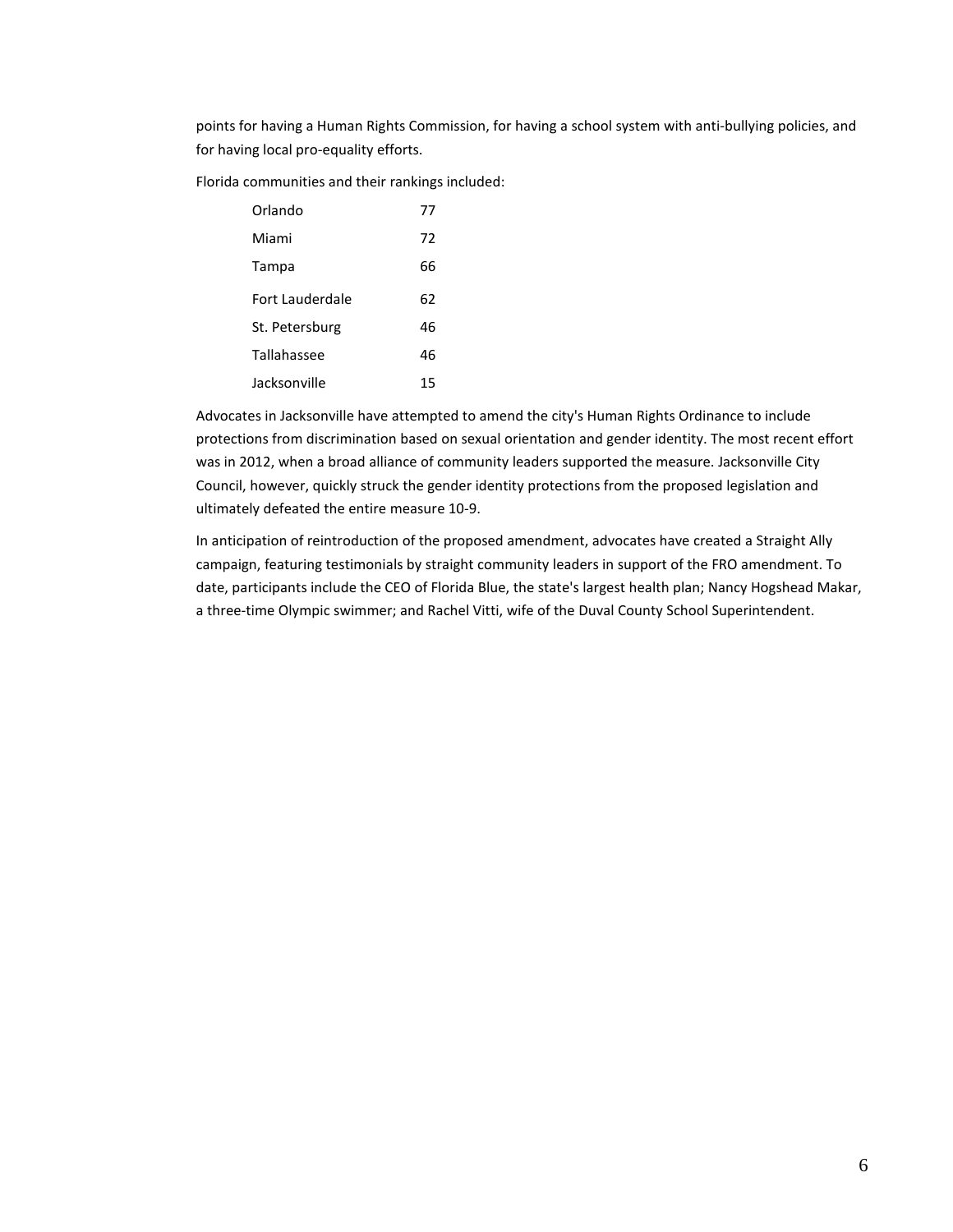points for having a Human Rights Commission, for having a school system with anti-bullying policies, and for having local pro-equality efforts.

Florida communities and their rankings included:

| | |
|---|---|
| Orlando | 77 |
| Miami | 72 |
| Tampa | 66 |
| Fort Lauderdale | 62 |
| St. Petersburg | 46 |
| Tallahassee | 46 |
| Jacksonville | 15 |

Advocates in Jacksonville have attempted to amend the city's Human Rights Ordinance to include protections from discrimination based on sexual orientation and gender identity. The most recent effort was in 2012, when a broad alliance of community leaders supported the measure. Jacksonville City Council, however, quickly struck the gender identity protections from the proposed legislation and ultimately defeated the entire measure 10-9.

In anticipation of reintroduction of the proposed amendment, advocates have created a Straight Ally campaign, featuring testimonials by straight community leaders in support of the FRO amendment. To date, participants include the CEO of Florida Blue, the state's largest health plan; Nancy Hogshead Makar, a three-time Olympic swimmer; and Rachel Vitti, wife of the Duval County School Superintendent.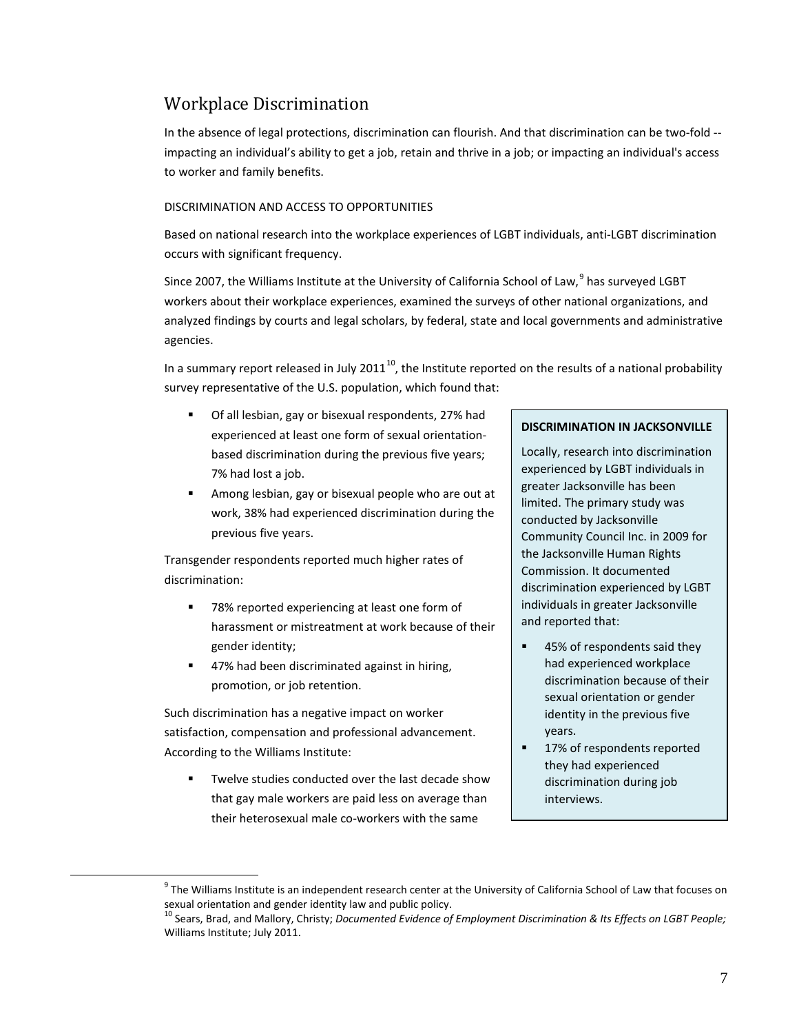## Workplace Discrimination

In the absence of legal protections, discrimination can flourish. And that discrimination can be two-fold -- impacting an individual's ability to get a job, retain and thrive in a job; or impacting an individual's access to worker and family benefits.

### DISCRIMINATION AND ACCESS TO OPPORTUNITIES

Based on national research into the workplace experiences of LGBT individuals, anti-LGBT discrimination occurs with significant frequency.

Since 2007, the Williams Institute at the University of California School of Law,[9] has surveyed LGBT workers about their workplace experiences, examined the surveys of other national organizations, and analyzed findings by courts and legal scholars, by federal, state and local governments and administrative agencies.

In a summary report released in July 2011[10], the Institute reported on the results of a national probability survey representative of the U.S. population, which found that:

- Of all lesbian, gay or bisexual respondents, 27% had experienced at least one form of sexual orientation-based discrimination during the previous five years; 7% had lost a job.
- Among lesbian, gay or bisexual people who are out at work, 38% had experienced discrimination during the previous five years.

Transgender respondents reported much higher rates of discrimination:

- 78% reported experiencing at least one form of harassment or mistreatment at work because of their gender identity;
- 47% had been discriminated against in hiring, promotion, or job retention.

Such discrimination has a negative impact on worker satisfaction, compensation and professional advancement. According to the Williams Institute:

- Twelve studies conducted over the last decade show that gay male workers are paid less on average than their heterosexual male co-workers with the same

**DISCRIMINATION IN JACKSONVILLE**

Locally, research into discrimination experienced by LGBT individuals in greater Jacksonville has been limited. The primary study was conducted by Jacksonville Community Council Inc. in 2009 for the Jacksonville Human Rights Commission. It documented discrimination experienced by LGBT individuals in greater Jacksonville and reported that:

- 45% of respondents said they had experienced workplace discrimination because of their sexual orientation or gender identity in the previous five years.
- 17% of respondents reported they had experienced discrimination during job interviews.

[9] The Williams Institute is an independent research center at the University of California School of Law that focuses on sexual orientation and gender identity law and public policy.

[10] Sears, Brad, and Mallory, Christy; *Documented Evidence of Employment Discrimination & Its Effects on LGBT People;* Williams Institute; July 2011.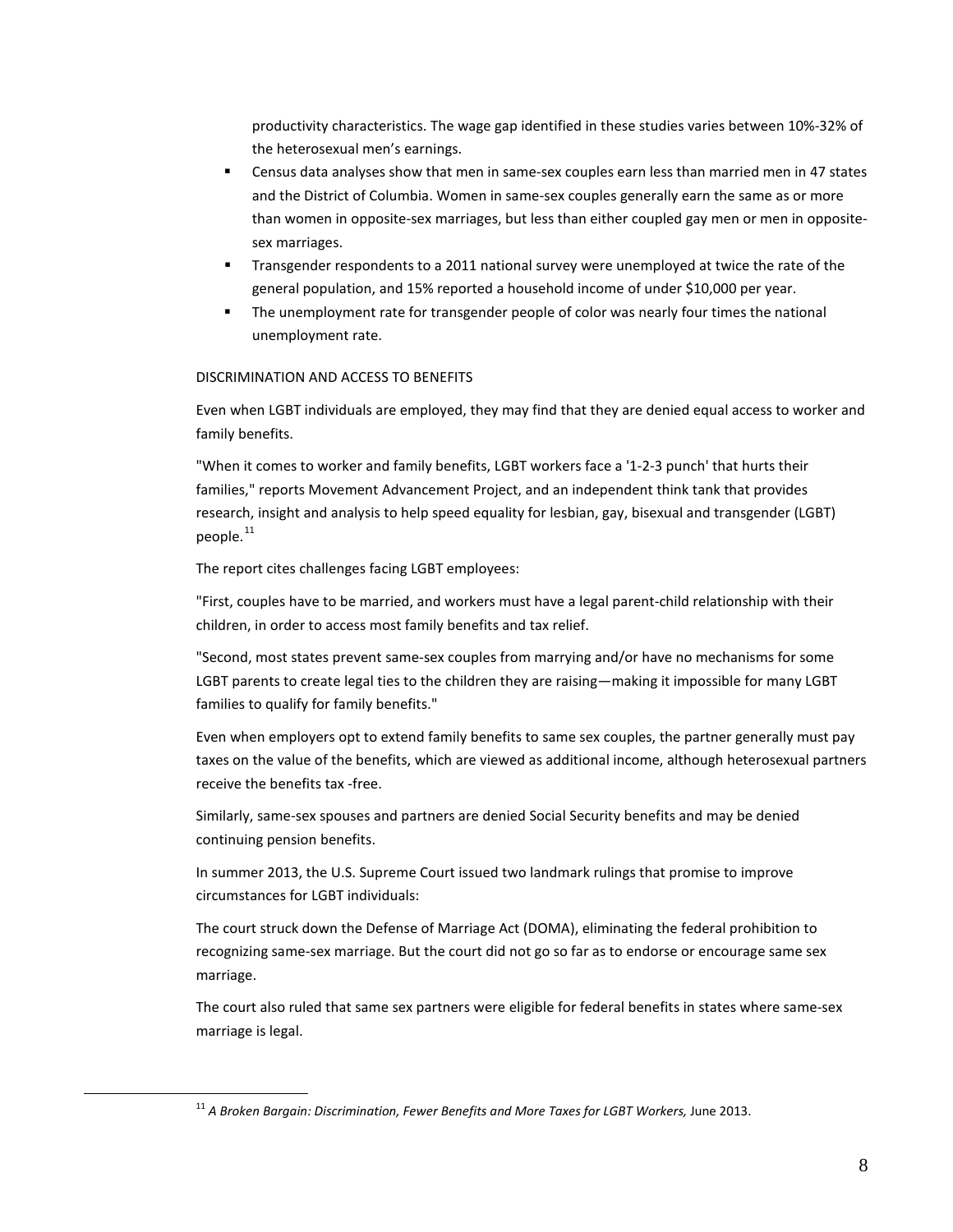productivity characteristics. The wage gap identified in these studies varies between 10%-32% of the heterosexual men's earnings.

- Census data analyses show that men in same-sex couples earn less than married men in 47 states and the District of Columbia. Women in same-sex couples generally earn the same as or more than women in opposite-sex marriages, but less than either coupled gay men or men in opposite-sex marriages.
- Transgender respondents to a 2011 national survey were unemployed at twice the rate of the general population, and 15% reported a household income of under $10,000 per year.
- The unemployment rate for transgender people of color was nearly four times the national unemployment rate.

DISCRIMINATION AND ACCESS TO BENEFITS

Even when LGBT individuals are employed, they may find that they are denied equal access to worker and family benefits.

"When it comes to worker and family benefits, LGBT workers face a '1-2-3 punch' that hurts their families," reports Movement Advancement Project, and an independent think tank that provides research, insight and analysis to help speed equality for lesbian, gay, bisexual and transgender (LGBT) people.[11]

The report cites challenges facing LGBT employees:

"First, couples have to be married, and workers must have a legal parent-child relationship with their children, in order to access most family benefits and tax relief.

"Second, most states prevent same-sex couples from marrying and/or have no mechanisms for some LGBT parents to create legal ties to the children they are raising—making it impossible for many LGBT families to qualify for family benefits."

Even when employers opt to extend family benefits to same sex couples, the partner generally must pay taxes on the value of the benefits, which are viewed as additional income, although heterosexual partners receive the benefits tax -free.

Similarly, same-sex spouses and partners are denied Social Security benefits and may be denied continuing pension benefits.

In summer 2013, the U.S. Supreme Court issued two landmark rulings that promise to improve circumstances for LGBT individuals:

The court struck down the Defense of Marriage Act (DOMA), eliminating the federal prohibition to recognizing same-sex marriage. But the court did not go so far as to endorse or encourage same sex marriage.

The court also ruled that same sex partners were eligible for federal benefits in states where same-sex marriage is legal.

[11] *A Broken Bargain: Discrimination, Fewer Benefits and More Taxes for LGBT Workers,* June 2013.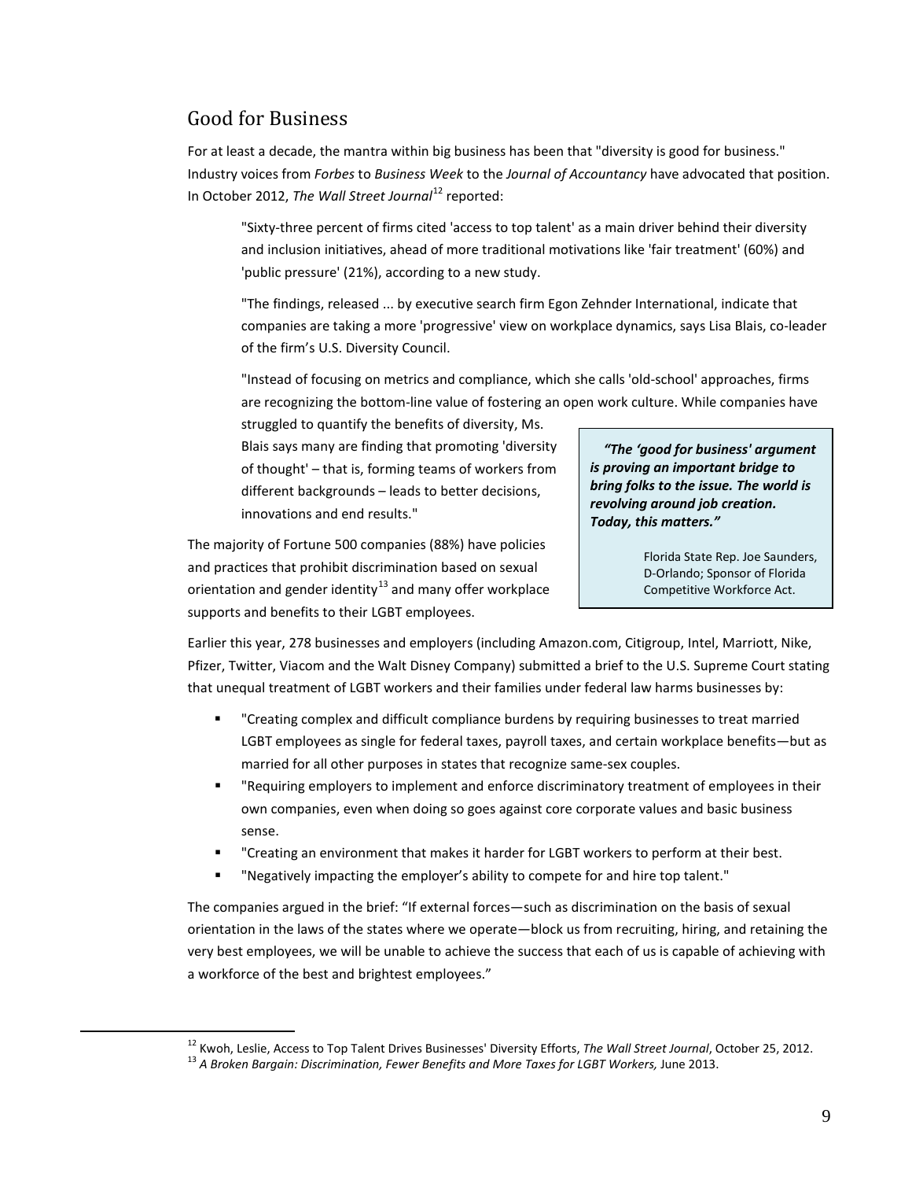## Good for Business

For at least a decade, the mantra within big business has been that "diversity is good for business." Industry voices from *Forbes* to *Business Week* to the *Journal of Accountancy* have advocated that position. In October 2012, *The Wall Street Journal*[12] reported:

> "Sixty-three percent of firms cited 'access to top talent' as a main driver behind their diversity and inclusion initiatives, ahead of more traditional motivations like 'fair treatment' (60%) and 'public pressure' (21%), according to a new study.
>
> "The findings, released ... by executive search firm Egon Zehnder International, indicate that companies are taking a more 'progressive' view on workplace dynamics, says Lisa Blais, co-leader of the firm's U.S. Diversity Council.
>
> "Instead of focusing on metrics and compliance, which she calls 'old-school' approaches, firms are recognizing the bottom-line value of fostering an open work culture. While companies have struggled to quantify the benefits of diversity, Ms. Blais says many are finding that promoting 'diversity of thought' – that is, forming teams of workers from different backgrounds – leads to better decisions, innovations and end results."

> ***"The 'good for business' argument is proving an important bridge to bring folks to the issue. The world is revolving around job creation. Today, this matters."***
>
> Florida State Rep. Joe Saunders, D-Orlando; Sponsor of Florida Competitive Workforce Act.

The majority of Fortune 500 companies (88%) have policies and practices that prohibit discrimination based on sexual orientation and gender identity[13] and many offer workplace supports and benefits to their LGBT employees.

Earlier this year, 278 businesses and employers (including Amazon.com, Citigroup, Intel, Marriott, Nike, Pfizer, Twitter, Viacom and the Walt Disney Company) submitted a brief to the U.S. Supreme Court stating that unequal treatment of LGBT workers and their families under federal law harms businesses by:

- "Creating complex and difficult compliance burdens by requiring businesses to treat married LGBT employees as single for federal taxes, payroll taxes, and certain workplace benefits—but as married for all other purposes in states that recognize same-sex couples.
- "Requiring employers to implement and enforce discriminatory treatment of employees in their own companies, even when doing so goes against core corporate values and basic business sense.
- "Creating an environment that makes it harder for LGBT workers to perform at their best.
- "Negatively impacting the employer's ability to compete for and hire top talent."

The companies argued in the brief: "If external forces—such as discrimination on the basis of sexual orientation in the laws of the states where we operate—block us from recruiting, hiring, and retaining the very best employees, we will be unable to achieve the success that each of us is capable of achieving with a workforce of the best and brightest employees."

---

[12] Kwoh, Leslie, Access to Top Talent Drives Businesses' Diversity Efforts, *The Wall Street Journal*, October 25, 2012.

[13] *A Broken Bargain: Discrimination, Fewer Benefits and More Taxes for LGBT Workers,* June 2013.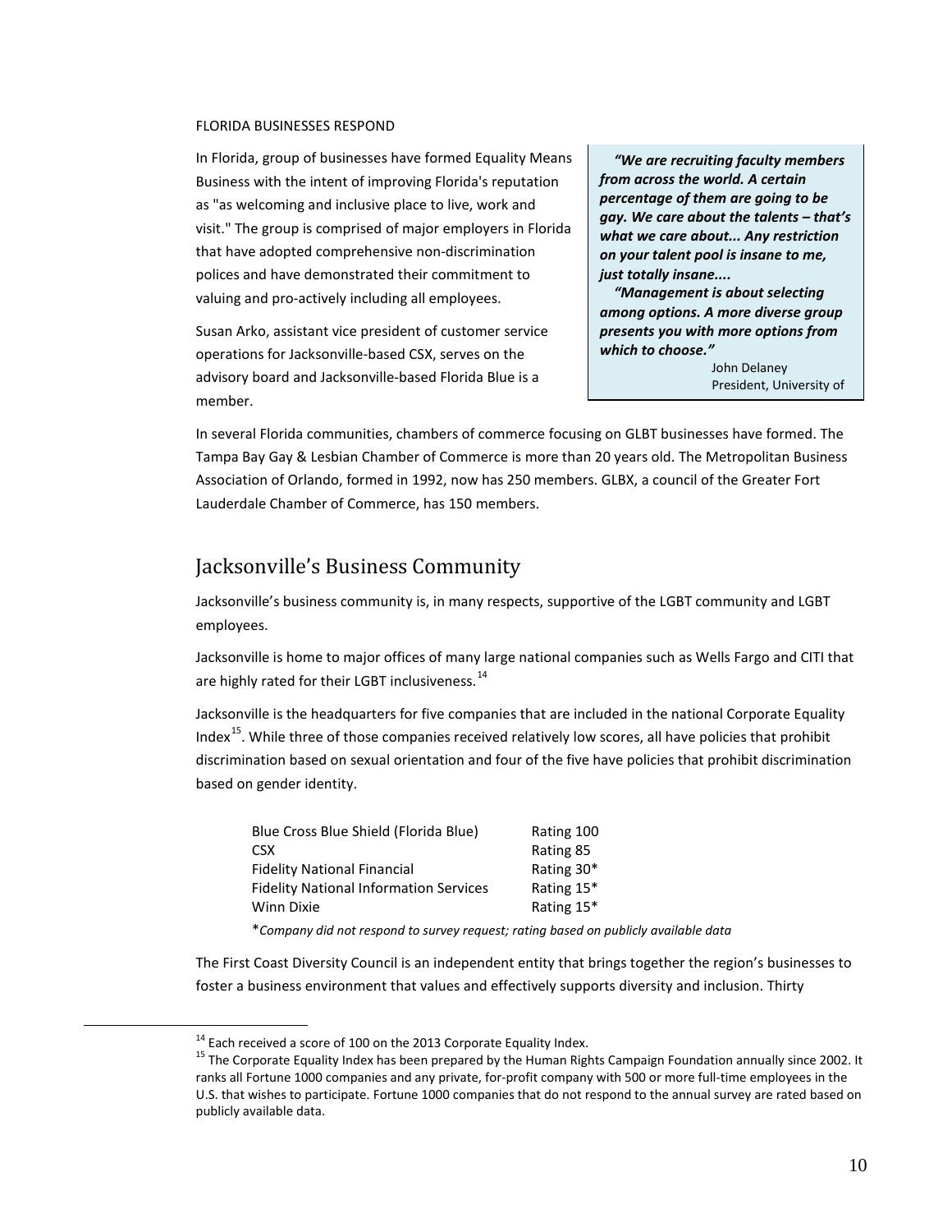FLORIDA BUSINESSES RESPOND

In Florida, group of businesses have formed Equality Means Business with the intent of improving Florida's reputation as "as welcoming and inclusive place to live, work and visit." The group is comprised of major employers in Florida that have adopted comprehensive non-discrimination polices and have demonstrated their commitment to valuing and pro-actively including all employees.

Susan Arko, assistant vice president of customer service operations for Jacksonville-based CSX, serves on the advisory board and Jacksonville-based Florida Blue is a member.

> ***"We are recruiting faculty members from across the world. A certain percentage of them are going to be gay. We care about the talents – that's what we care about... Any restriction on your talent pool is insane to me, just totally insane....***
>
> ***"Management is about selecting among options. A more diverse group presents you with more options from which to choose."***
>
> John Delaney
> President, University of

In several Florida communities, chambers of commerce focusing on GLBT businesses have formed. The Tampa Bay Gay & Lesbian Chamber of Commerce is more than 20 years old. The Metropolitan Business Association of Orlando, formed in 1992, now has 250 members. GLBX, a council of the Greater Fort Lauderdale Chamber of Commerce, has 150 members.

## Jacksonville's Business Community

Jacksonville's business community is, in many respects, supportive of the LGBT community and LGBT employees.

Jacksonville is home to major offices of many large national companies such as Wells Fargo and CITI that are highly rated for their LGBT inclusiveness.[14]

Jacksonville is the headquarters for five companies that are included in the national Corporate Equality Index[15]. While three of those companies received relatively low scores, all have policies that prohibit discrimination based on sexual orientation and four of the five have policies that prohibit discrimination based on gender identity.

| Company | Rating |
|---|---|
| Blue Cross Blue Shield (Florida Blue) | Rating 100 |
| CSX | Rating 85 |
| Fidelity National Financial | Rating 30* |
| Fidelity National Information Services | Rating 15* |
| Winn Dixie | Rating 15* |

**Company did not respond to survey request; rating based on publicly available data*

The First Coast Diversity Council is an independent entity that brings together the region's businesses to foster a business environment that values and effectively supports diversity and inclusion. Thirty

[14] Each received a score of 100 on the 2013 Corporate Equality Index.

[15] The Corporate Equality Index has been prepared by the Human Rights Campaign Foundation annually since 2002. It ranks all Fortune 1000 companies and any private, for-profit company with 500 or more full-time employees in the U.S. that wishes to participate. Fortune 1000 companies that do not respond to the annual survey are rated based on publicly available data.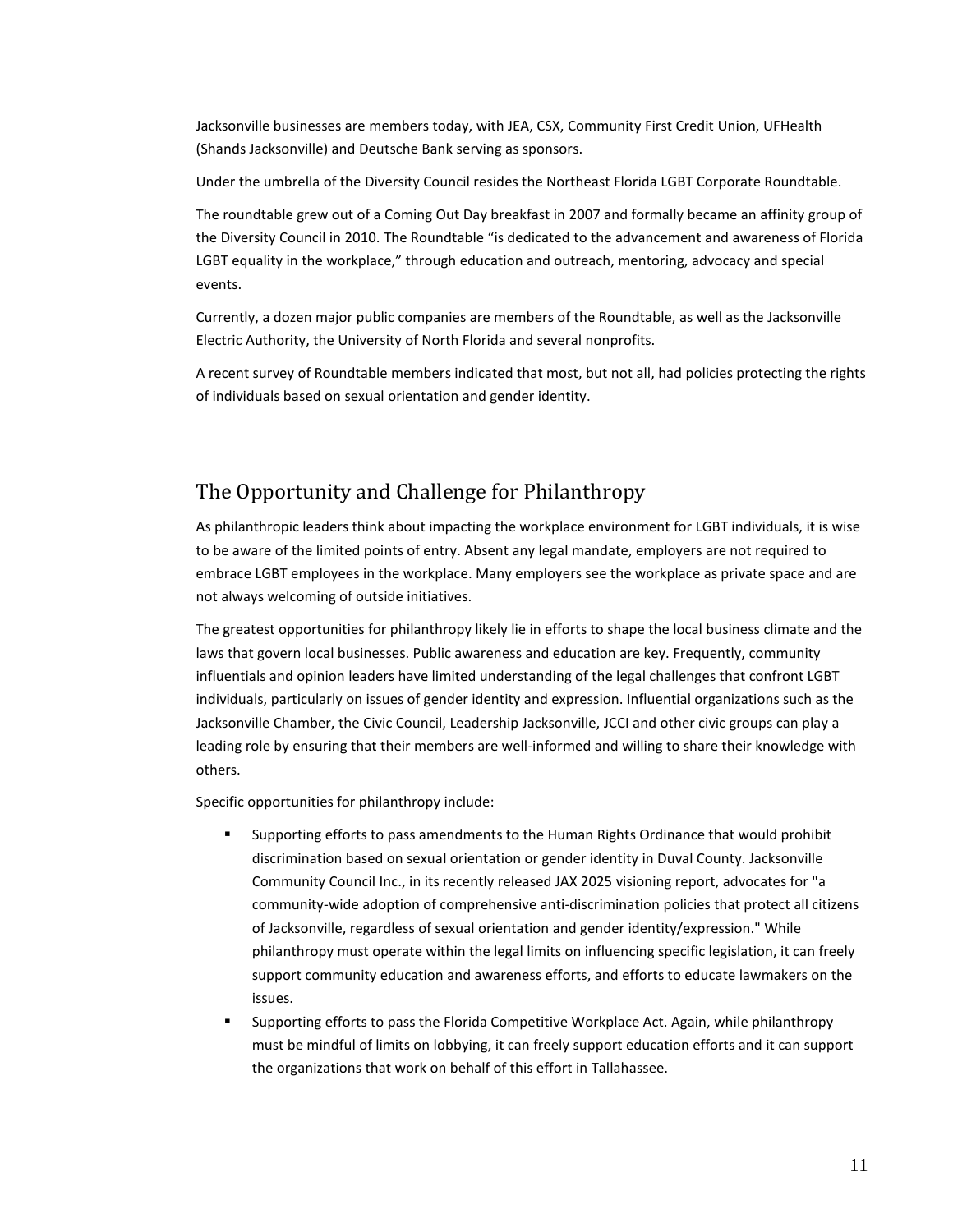Jacksonville businesses are members today, with JEA, CSX, Community First Credit Union, UFHealth (Shands Jacksonville) and Deutsche Bank serving as sponsors.

Under the umbrella of the Diversity Council resides the Northeast Florida LGBT Corporate Roundtable.

The roundtable grew out of a Coming Out Day breakfast in 2007 and formally became an affinity group of the Diversity Council in 2010. The Roundtable "is dedicated to the advancement and awareness of Florida LGBT equality in the workplace," through education and outreach, mentoring, advocacy and special events.

Currently, a dozen major public companies are members of the Roundtable, as well as the Jacksonville Electric Authority, the University of North Florida and several nonprofits.

A recent survey of Roundtable members indicated that most, but not all, had policies protecting the rights of individuals based on sexual orientation and gender identity.

## The Opportunity and Challenge for Philanthropy

As philanthropic leaders think about impacting the workplace environment for LGBT individuals, it is wise to be aware of the limited points of entry. Absent any legal mandate, employers are not required to embrace LGBT employees in the workplace. Many employers see the workplace as private space and are not always welcoming of outside initiatives.

The greatest opportunities for philanthropy likely lie in efforts to shape the local business climate and the laws that govern local businesses. Public awareness and education are key. Frequently, community influentials and opinion leaders have limited understanding of the legal challenges that confront LGBT individuals, particularly on issues of gender identity and expression. Influential organizations such as the Jacksonville Chamber, the Civic Council, Leadership Jacksonville, JCCI and other civic groups can play a leading role by ensuring that their members are well-informed and willing to share their knowledge with others.

Specific opportunities for philanthropy include:

- Supporting efforts to pass amendments to the Human Rights Ordinance that would prohibit discrimination based on sexual orientation or gender identity in Duval County. Jacksonville Community Council Inc., in its recently released JAX 2025 visioning report, advocates for "a community-wide adoption of comprehensive anti-discrimination policies that protect all citizens of Jacksonville, regardless of sexual orientation and gender identity/expression." While philanthropy must operate within the legal limits on influencing specific legislation, it can freely support community education and awareness efforts, and efforts to educate lawmakers on the issues.
- Supporting efforts to pass the Florida Competitive Workplace Act. Again, while philanthropy must be mindful of limits on lobbying, it can freely support education efforts and it can support the organizations that work on behalf of this effort in Tallahassee.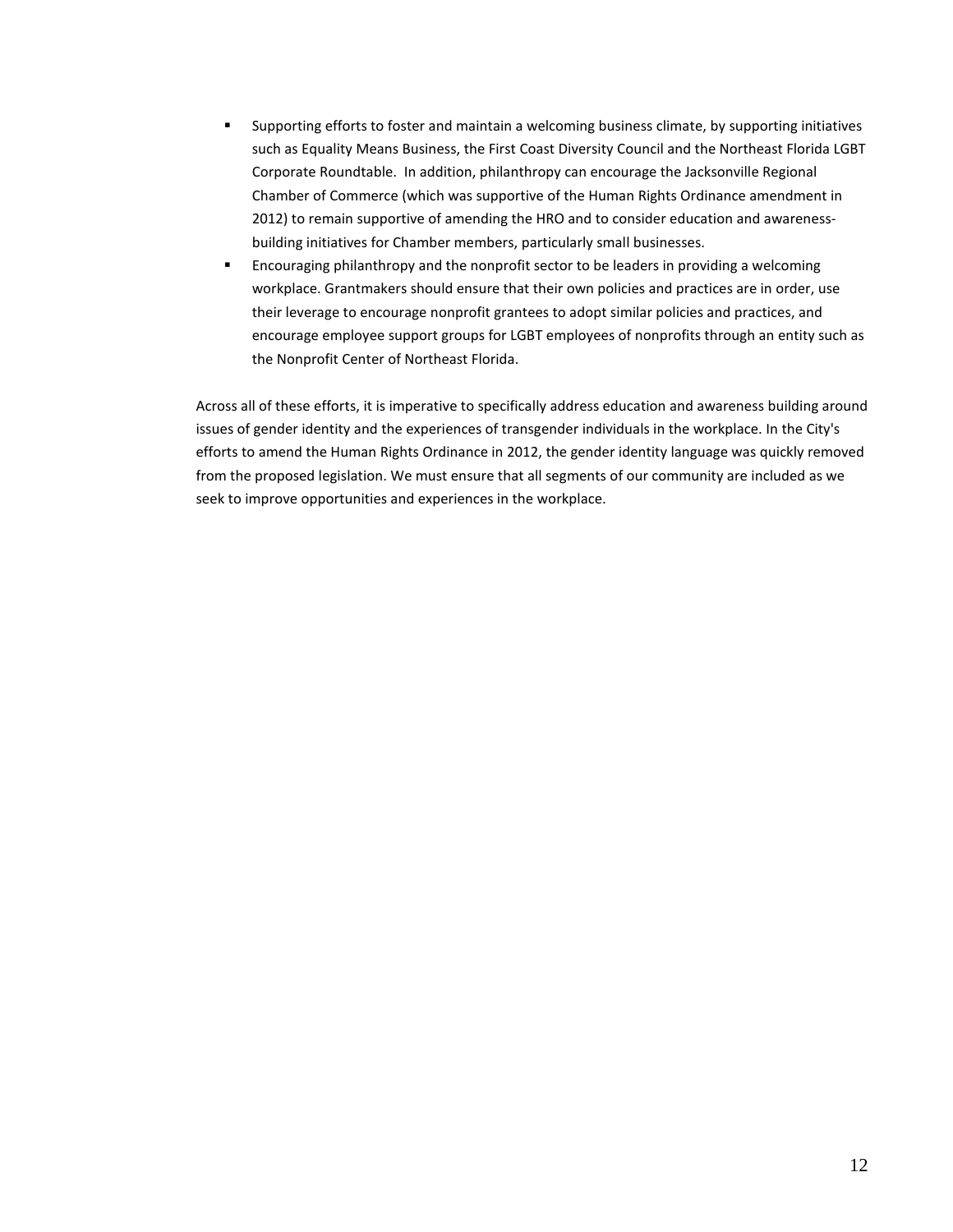- Supporting efforts to foster and maintain a welcoming business climate, by supporting initiatives such as Equality Means Business, the First Coast Diversity Council and the Northeast Florida LGBT Corporate Roundtable. In addition, philanthropy can encourage the Jacksonville Regional Chamber of Commerce (which was supportive of the Human Rights Ordinance amendment in 2012) to remain supportive of amending the HRO and to consider education and awareness-building initiatives for Chamber members, particularly small businesses.
- Encouraging philanthropy and the nonprofit sector to be leaders in providing a welcoming workplace. Grantmakers should ensure that their own policies and practices are in order, use their leverage to encourage nonprofit grantees to adopt similar policies and practices, and encourage employee support groups for LGBT employees of nonprofits through an entity such as the Nonprofit Center of Northeast Florida.

Across all of these efforts, it is imperative to specifically address education and awareness building around issues of gender identity and the experiences of transgender individuals in the workplace. In the City's efforts to amend the Human Rights Ordinance in 2012, the gender identity language was quickly removed from the proposed legislation. We must ensure that all segments of our community are included as we seek to improve opportunities and experiences in the workplace.